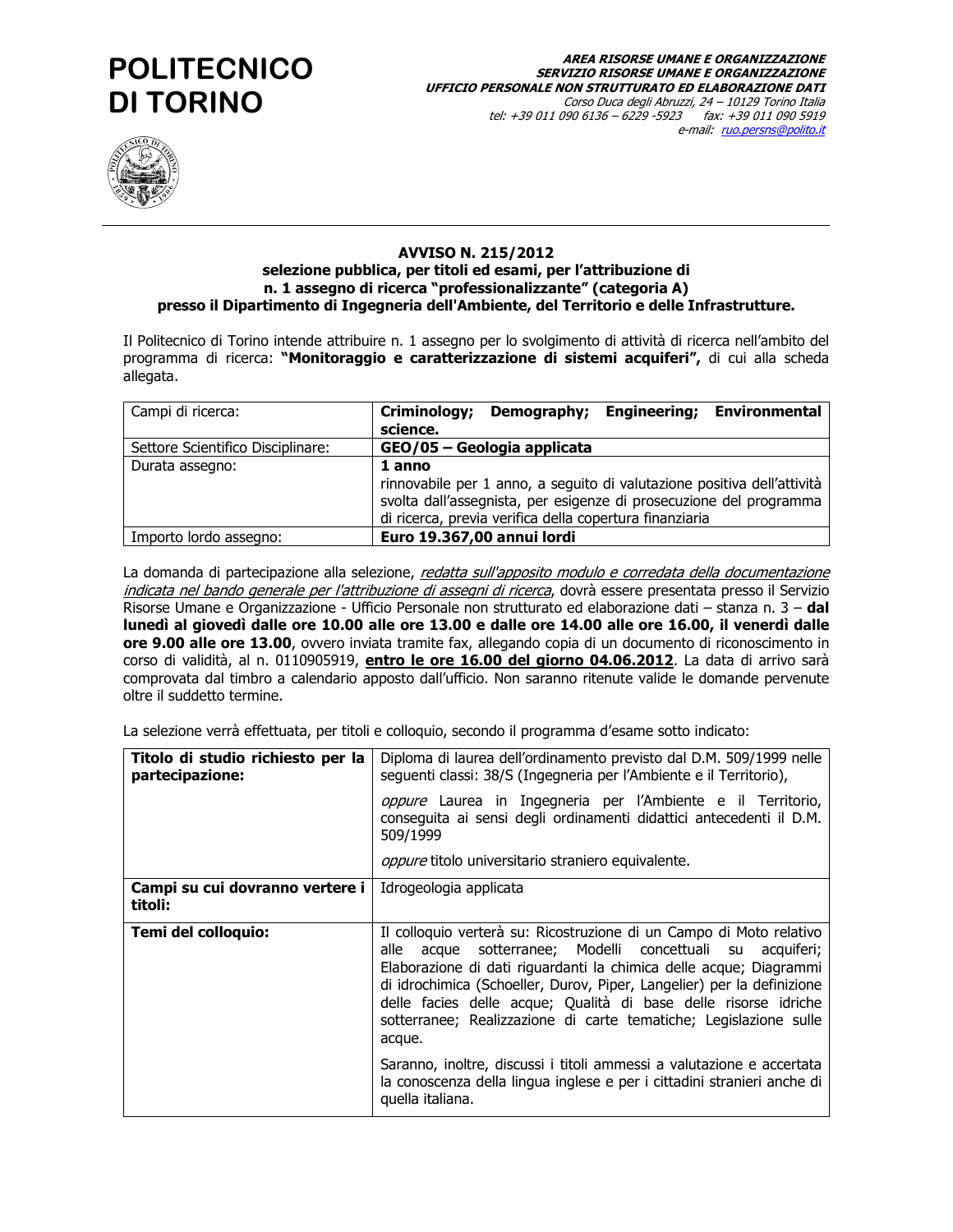# POLITECNICO DI TORINO

***AREA RISORSE UMANE E ORGANIZZAZIONE***
***SERVIZIO RISORSE UMANE E ORGANIZZAZIONE***
***UFFICIO PERSONALE NON STRUTTURATO ED ELABORAZIONE DATI***
*Corso Duca degli Abruzzi, 24 – 10129 Torino Italia*
*tel: +39 011 090 6136 – 6229 -5923 fax: +39 011 090 5919*
*e-mail: ruo.persns@polito.it*

---

**AVVISO N. 215/2012**
**selezione pubblica, per titoli ed esami, per l'attribuzione di**
**n. 1 assegno di ricerca "professionalizzante" (categoria A)**
**presso il Dipartimento di Ingegneria dell'Ambiente, del Territorio e delle Infrastrutture.**

Il Politecnico di Torino intende attribuire n. 1 assegno per lo svolgimento di attività di ricerca nell'ambito del programma di ricerca: **"Monitoraggio e caratterizzazione di sistemi acquiferi",** di cui alla scheda allegata.

| | |
|---|---|
| Campi di ricerca: | **Criminology; Demography; Engineering; Environmental science.** |
| Settore Scientifico Disciplinare: | **GEO/05 – Geologia applicata** |
| Durata assegno: | **1 anno**<br>rinnovabile per 1 anno, a seguito di valutazione positiva dell'attività svolta dall'assegnista, per esigenze di prosecuzione del programma di ricerca, previa verifica della copertura finanziaria |
| Importo lordo assegno: | **Euro 19.367,00 annui lordi** |

La domanda di partecipazione alla selezione, *redatta sull'apposito modulo e corredata della documentazione indicata nel bando generale per l'attribuzione di assegni di ricerca*, dovrà essere presentata presso il Servizio Risorse Umane e Organizzazione - Ufficio Personale non strutturato ed elaborazione dati – stanza n. 3 – **dal lunedì al giovedì dalle ore 10.00 alle ore 13.00 e dalle ore 14.00 alle ore 16.00, il venerdì dalle ore 9.00 alle ore 13.00**, ovvero inviata tramite fax, allegando copia di un documento di riconoscimento in corso di validità, al n. 0110905919, **entro le ore 16.00 del giorno 04.06.2012**. La data di arrivo sarà comprovata dal timbro a calendario apposto dall'ufficio. Non saranno ritenute valide le domande pervenute oltre il suddetto termine.

La selezione verrà effettuata, per titoli e colloquio, secondo il programma d'esame sotto indicato:

| | |
|---|---|
| **Titolo di studio richiesto per la partecipazione:** | Diploma di laurea dell'ordinamento previsto dal D.M. 509/1999 nelle seguenti classi: 38/S (Ingegneria per l'Ambiente e il Territorio),<br><br>*oppure* Laurea in Ingegneria per l'Ambiente e il Territorio, conseguita ai sensi degli ordinamenti didattici antecedenti il D.M. 509/1999<br><br>*oppure* titolo universitario straniero equivalente. |
| **Campi su cui dovranno vertere i titoli:** | Idrogeologia applicata |
| **Temi del colloquio:** | Il colloquio verterà su: Ricostruzione di un Campo di Moto relativo alle acque sotterranee; Modelli concettuali su acquiferi; Elaborazione di dati riguardanti la chimica delle acque; Diagrammi di idrochimica (Schoeller, Durov, Piper, Langelier) per la definizione delle facies delle acque; Qualità di base delle risorse idriche sotterranee; Realizzazione di carte tematiche; Legislazione sulle acque.<br><br>Saranno, inoltre, discussi i titoli ammessi a valutazione e accertata la conoscenza della lingua inglese e per i cittadini stranieri anche di quella italiana. |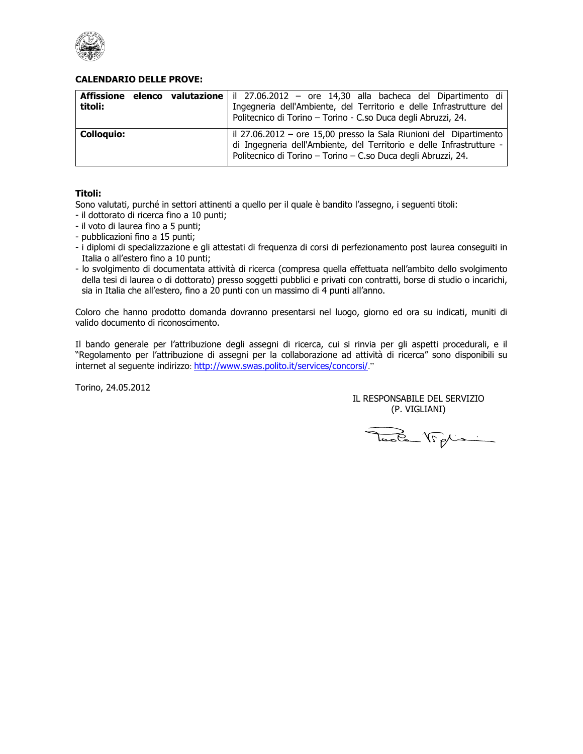**CALENDARIO DELLE PROVE:**

| | |
|---|---|
| **Affissione elenco valutazione titoli:** | il 27.06.2012 – ore 14,30 alla bacheca del Dipartimento di Ingegneria dell'Ambiente, del Territorio e delle Infrastrutture del Politecnico di Torino – Torino - C.so Duca degli Abruzzi, 24. |
| **Colloquio:** | il 27.06.2012 – ore 15,00 presso la Sala Riunioni del Dipartimento di Ingegneria dell'Ambiente, del Territorio e delle Infrastrutture - Politecnico di Torino – Torino – C.so Duca degli Abruzzi, 24. |

**Titoli:**

Sono valutati, purché in settori attinenti a quello per il quale è bandito l'assegno, i seguenti titoli:

- il dottorato di ricerca fino a 10 punti;
- il voto di laurea fino a 5 punti;
- pubblicazioni fino a 15 punti;
- i diplomi di specializzazione e gli attestati di frequenza di corsi di perfezionamento post laurea conseguiti in Italia o all'estero fino a 10 punti;
- lo svolgimento di documentata attività di ricerca (compresa quella effettuata nell'ambito dello svolgimento della tesi di laurea o di dottorato) presso soggetti pubblici e privati con contratti, borse di studio o incarichi, sia in Italia che all'estero, fino a 20 punti con un massimo di 4 punti all'anno.

Coloro che hanno prodotto domanda dovranno presentarsi nel luogo, giorno ed ora su indicati, muniti di valido documento di riconoscimento.

Il bando generale per l'attribuzione degli assegni di ricerca, cui si rinvia per gli aspetti procedurali, e il "Regolamento per l'attribuzione di assegni per la collaborazione ad attività di ricerca" sono disponibili su internet al seguente indirizzo: http://www.swas.polito.it/services/concorsi/."

Torino, 24.05.2012

IL RESPONSABILE DEL SERVIZIO
(P. VIGLIANI)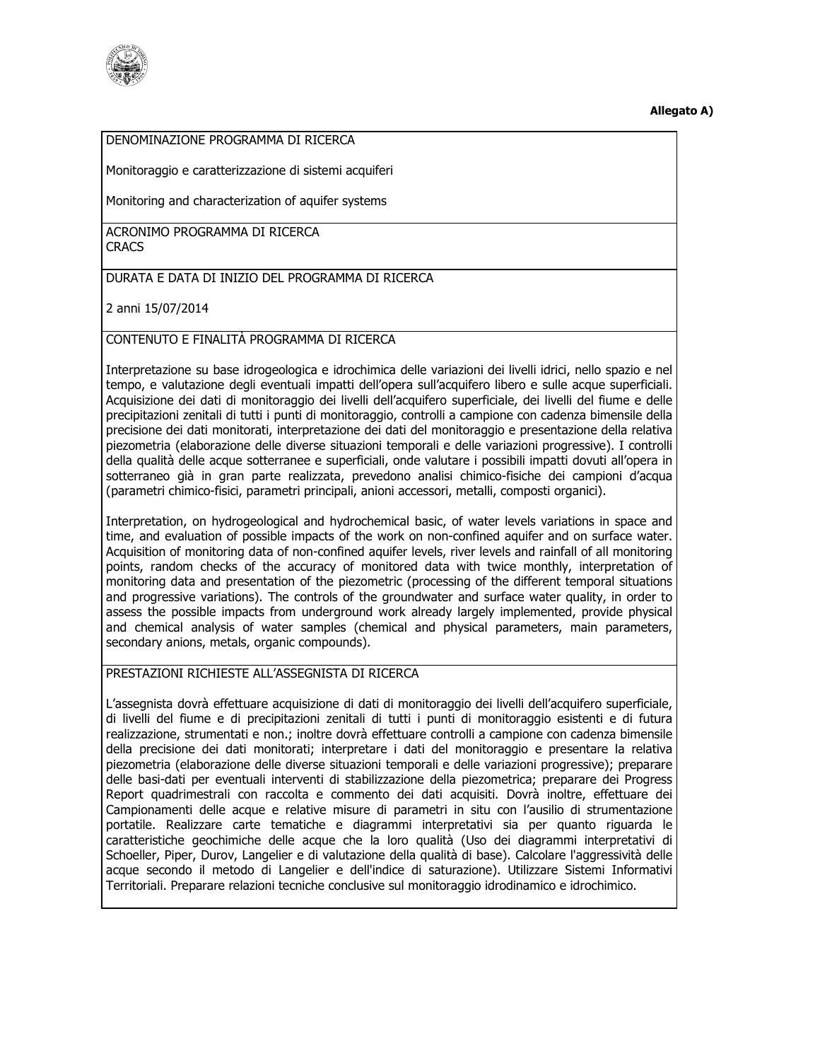**Allegato A)**

DENOMINAZIONE PROGRAMMA DI RICERCA

Monitoraggio e caratterizzazione di sistemi acquiferi

Monitoring and characterization of aquifer systems

ACRONIMO PROGRAMMA DI RICERCA
CRACS

DURATA E DATA DI INIZIO DEL PROGRAMMA DI RICERCA

2 anni 15/07/2014

CONTENUTO E FINALITÀ PROGRAMMA DI RICERCA

Interpretazione su base idrogeologica e idrochimica delle variazioni dei livelli idrici, nello spazio e nel tempo, e valutazione degli eventuali impatti dell'opera sull'acquifero libero e sulle acque superficiali. Acquisizione dei dati di monitoraggio dei livelli dell'acquifero superficiale, dei livelli del fiume e delle precipitazioni zenitali di tutti i punti di monitoraggio, controlli a campione con cadenza bimensile della precisione dei dati monitorati, interpretazione dei dati del monitoraggio e presentazione della relativa piezometria (elaborazione delle diverse situazioni temporali e delle variazioni progressive). I controlli della qualità delle acque sotterranee e superficiali, onde valutare i possibili impatti dovuti all'opera in sotterraneo già in gran parte realizzata, prevedono analisi chimico-fisiche dei campioni d'acqua (parametri chimico-fisici, parametri principali, anioni accessori, metalli, composti organici).

Interpretation, on hydrogeological and hydrochemical basic, of water levels variations in space and time, and evaluation of possible impacts of the work on non-confined aquifer and on surface water. Acquisition of monitoring data of non-confined aquifer levels, river levels and rainfall of all monitoring points, random checks of the accuracy of monitored data with twice monthly, interpretation of monitoring data and presentation of the piezometric (processing of the different temporal situations and progressive variations). The controls of the groundwater and surface water quality, in order to assess the possible impacts from underground work already largely implemented, provide physical and chemical analysis of water samples (chemical and physical parameters, main parameters, secondary anions, metals, organic compounds).

PRESTAZIONI RICHIESTE ALL'ASSEGNISTA DI RICERCA

L'assegnista dovrà effettuare acquisizione di dati di monitoraggio dei livelli dell'acquifero superficiale, di livelli del fiume e di precipitazioni zenitali di tutti i punti di monitoraggio esistenti e di futura realizzazione, strumentati e non.; inoltre dovrà effettuare controlli a campione con cadenza bimensile della precisione dei dati monitorati; interpretare i dati del monitoraggio e presentare la relativa piezometria (elaborazione delle diverse situazioni temporali e delle variazioni progressive); preparare delle basi-dati per eventuali interventi di stabilizzazione della piezometrica; preparare dei Progress Report quadrimestrali con raccolta e commento dei dati acquisiti. Dovrà inoltre, effettuare dei Campionamenti delle acque e relative misure di parametri in situ con l'ausilio di strumentazione portatile. Realizzare carte tematiche e diagrammi interpretativi sia per quanto riguarda le caratteristiche geochimiche delle acque che la loro qualità (Uso dei diagrammi interpretativi di Schoeller, Piper, Durov, Langelier e di valutazione della qualità di base). Calcolare l'aggressività delle acque secondo il metodo di Langelier e dell'indice di saturazione). Utilizzare Sistemi Informativi Territoriali. Preparare relazioni tecniche conclusive sul monitoraggio idrodinamico e idrochimico.